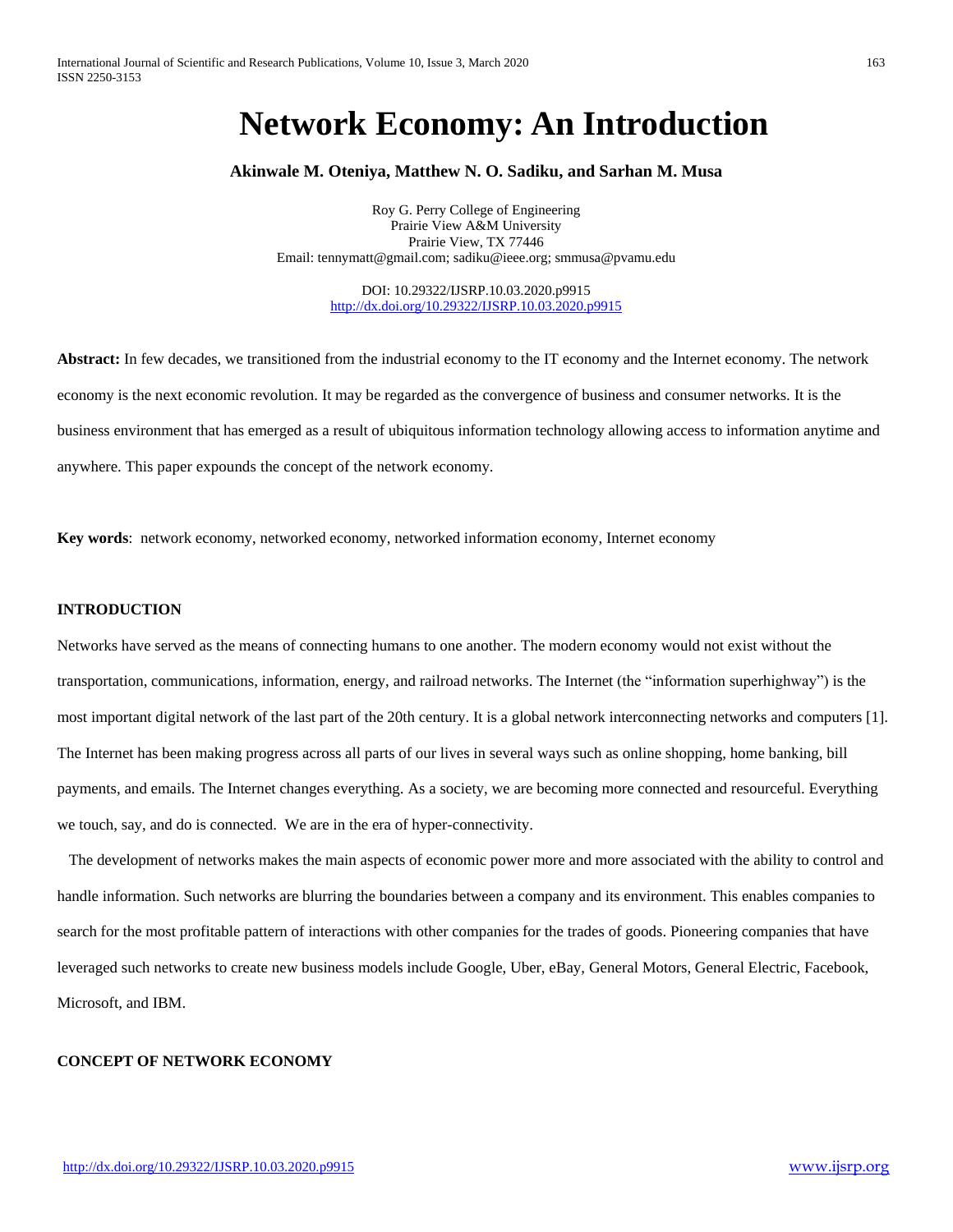# Network Economy: An Introduction

**Akinwale M. Oteniya, Matthew N. O. Sadiku, and Sarhan M. Musa**

Roy G. Perry College of Engineering
Prairie View A&M University
Prairie View, TX 77446
Email: tennymatt@gmail.com; sadiku@ieee.org; smmusa@pvamu.edu

DOI: 10.29322/IJSRP.10.03.2020.p9915
http://dx.doi.org/10.29322/IJSRP.10.03.2020.p9915

**Abstract:** In few decades, we transitioned from the industrial economy to the IT economy and the Internet economy. The network economy is the next economic revolution. It may be regarded as the convergence of business and consumer networks. It is the business environment that has emerged as a result of ubiquitous information technology allowing access to information anytime and anywhere. This paper expounds the concept of the network economy.

**Key words**: network economy, networked economy, networked information economy, Internet economy

## INTRODUCTION

Networks have served as the means of connecting humans to one another. The modern economy would not exist without the transportation, communications, information, energy, and railroad networks. The Internet (the "information superhighway") is the most important digital network of the last part of the 20th century. It is a global network interconnecting networks and computers [1]. The Internet has been making progress across all parts of our lives in several ways such as online shopping, home banking, bill payments, and emails. The Internet changes everything. As a society, we are becoming more connected and resourceful. Everything we touch, say, and do is connected. We are in the era of hyper-connectivity.

The development of networks makes the main aspects of economic power more and more associated with the ability to control and handle information. Such networks are blurring the boundaries between a company and its environment. This enables companies to search for the most profitable pattern of interactions with other companies for the trades of goods. Pioneering companies that have leveraged such networks to create new business models include Google, Uber, eBay, General Motors, General Electric, Facebook, Microsoft, and IBM.

## CONCEPT OF NETWORK ECONOMY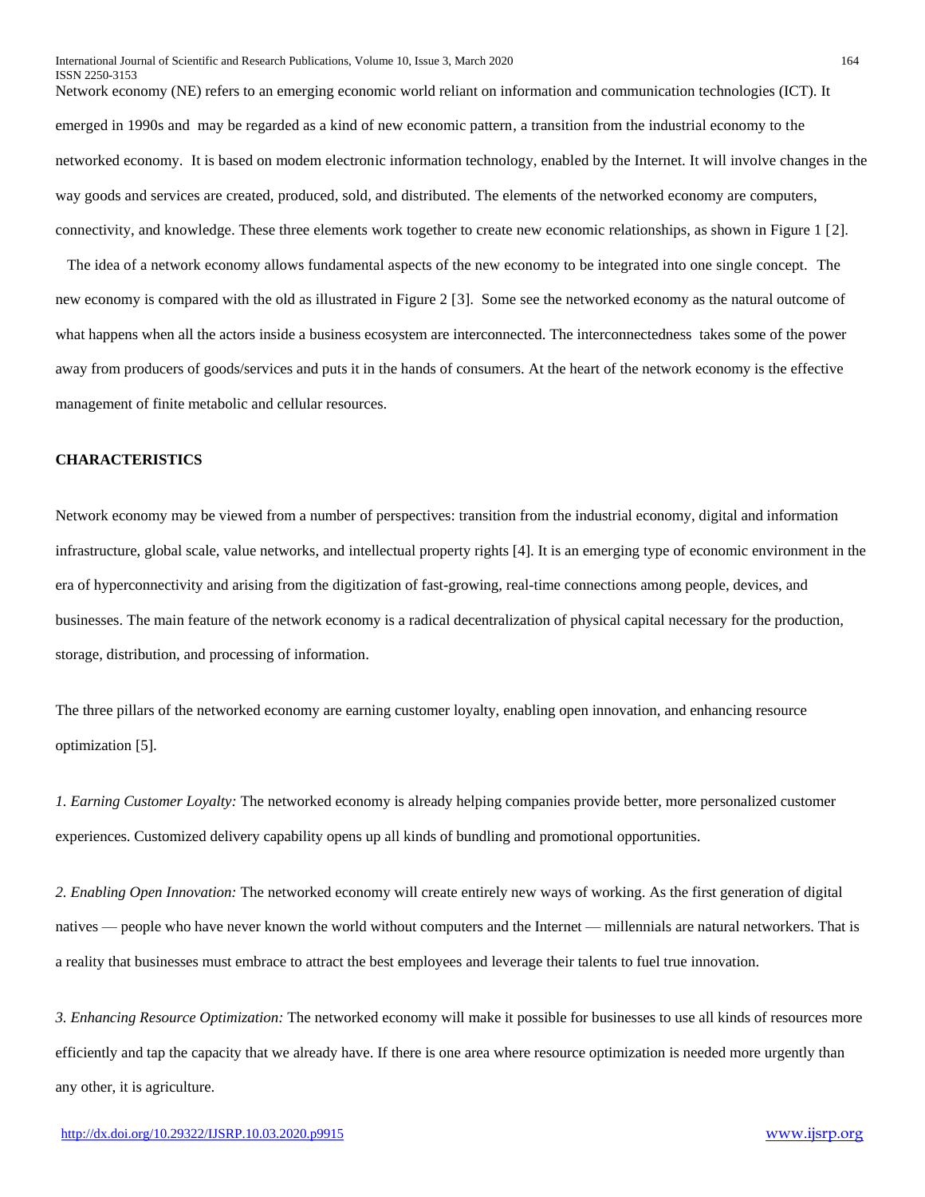Network economy (NE) refers to an emerging economic world reliant on information and communication technologies (ICT). It emerged in 1990s and may be regarded as a kind of new economic pattern, a transition from the industrial economy to the networked economy. It is based on modem electronic information technology, enabled by the Internet. It will involve changes in the way goods and services are created, produced, sold, and distributed. The elements of the networked economy are computers, connectivity, and knowledge. These three elements work together to create new economic relationships, as shown in Figure 1 [2].

The idea of a network economy allows fundamental aspects of the new economy to be integrated into one single concept. The new economy is compared with the old as illustrated in Figure 2 [3]. Some see the networked economy as the natural outcome of what happens when all the actors inside a business ecosystem are interconnected. The interconnectedness takes some of the power away from producers of goods/services and puts it in the hands of consumers. At the heart of the network economy is the effective management of finite metabolic and cellular resources.

## CHARACTERISTICS

Network economy may be viewed from a number of perspectives: transition from the industrial economy, digital and information infrastructure, global scale, value networks, and intellectual property rights [4]. It is an emerging type of economic environment in the era of hyperconnectivity and arising from the digitization of fast-growing, real-time connections among people, devices, and businesses. The main feature of the network economy is a radical decentralization of physical capital necessary for the production, storage, distribution, and processing of information.

The three pillars of the networked economy are earning customer loyalty, enabling open innovation, and enhancing resource optimization [5].

*1. Earning Customer Loyalty:* The networked economy is already helping companies provide better, more personalized customer experiences. Customized delivery capability opens up all kinds of bundling and promotional opportunities.

*2. Enabling Open Innovation:* The networked economy will create entirely new ways of working. As the first generation of digital natives — people who have never known the world without computers and the Internet — millennials are natural networkers. That is a reality that businesses must embrace to attract the best employees and leverage their talents to fuel true innovation.

*3. Enhancing Resource Optimization:* The networked economy will make it possible for businesses to use all kinds of resources more efficiently and tap the capacity that we already have. If there is one area where resource optimization is needed more urgently than any other, it is agriculture.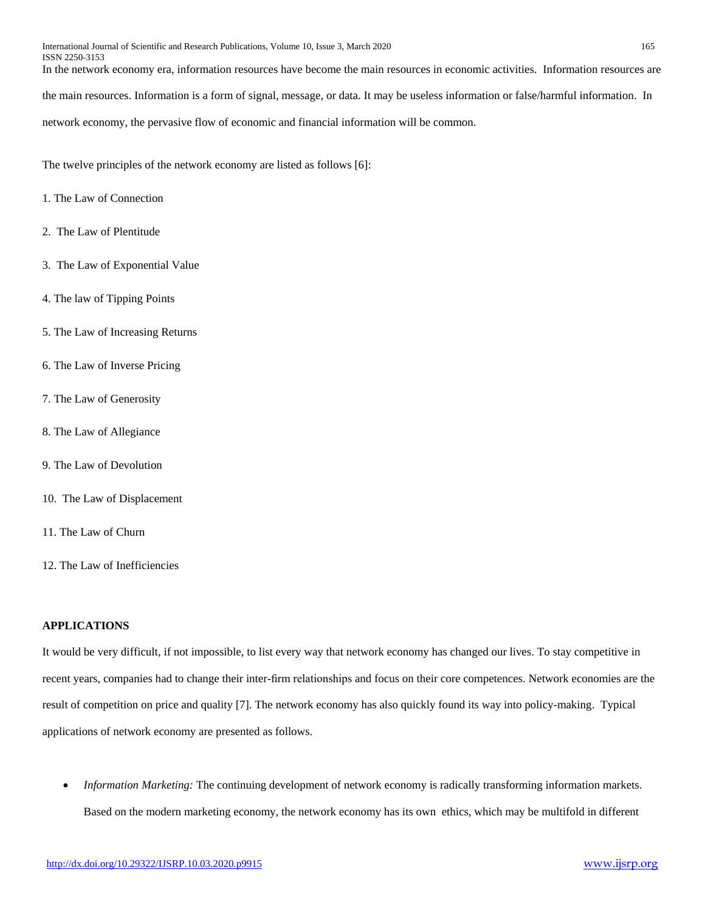In the network economy era, information resources have become the main resources in economic activities. Information resources are the main resources. Information is a form of signal, message, or data. It may be useless information or false/harmful information. In network economy, the pervasive flow of economic and financial information will be common.

The twelve principles of the network economy are listed as follows [6]:

1. The Law of Connection
2. The Law of Plentitude
3. The Law of Exponential Value
4. The law of Tipping Points
5. The Law of Increasing Returns
6. The Law of Inverse Pricing
7. The Law of Generosity
8. The Law of Allegiance
9. The Law of Devolution
10. The Law of Displacement
11. The Law of Churn
12. The Law of Inefficiencies

## APPLICATIONS

It would be very difficult, if not impossible, to list every way that network economy has changed our lives. To stay competitive in recent years, companies had to change their inter-firm relationships and focus on their core competences. Network economies are the result of competition on price and quality [7]. The network economy has also quickly found its way into policy-making. Typical applications of network economy are presented as follows.

- *Information Marketing:* The continuing development of network economy is radically transforming information markets. Based on the modern marketing economy, the network economy has its own ethics, which may be multifold in different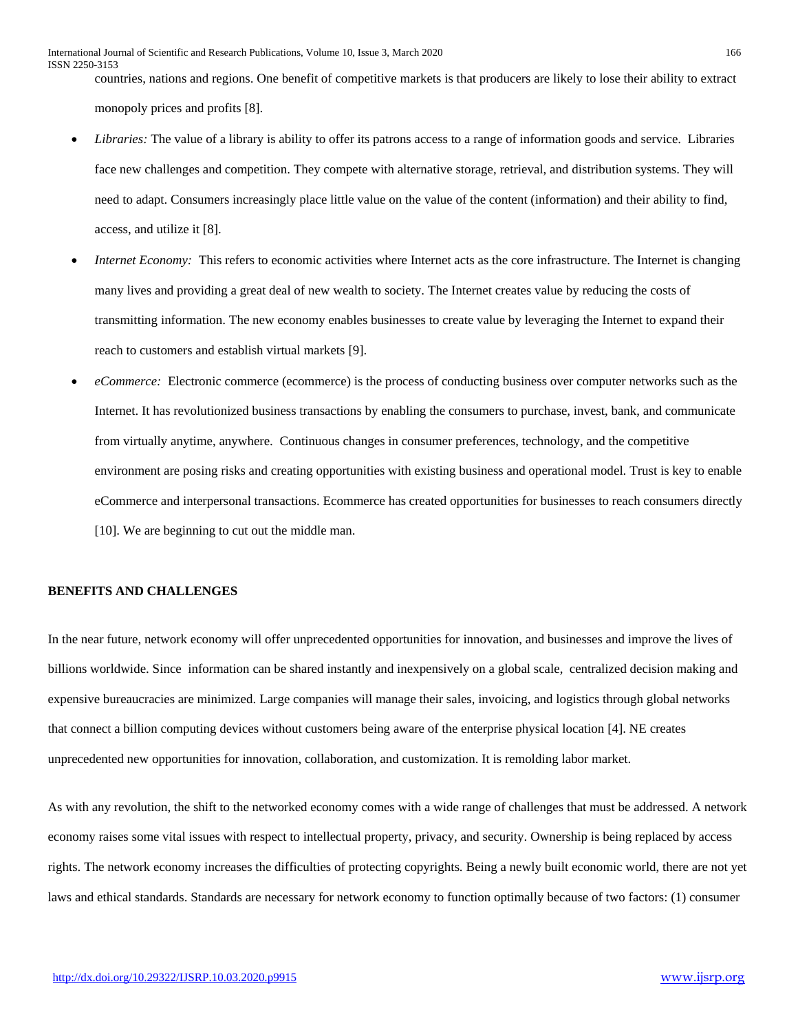countries, nations and regions. One benefit of competitive markets is that producers are likely to lose their ability to extract monopoly prices and profits [8].

- *Libraries:* The value of a library is ability to offer its patrons access to a range of information goods and service. Libraries face new challenges and competition. They compete with alternative storage, retrieval, and distribution systems. They will need to adapt. Consumers increasingly place little value on the value of the content (information) and their ability to find, access, and utilize it [8].
- *Internet Economy:* This refers to economic activities where Internet acts as the core infrastructure. The Internet is changing many lives and providing a great deal of new wealth to society. The Internet creates value by reducing the costs of transmitting information. The new economy enables businesses to create value by leveraging the Internet to expand their reach to customers and establish virtual markets [9].
- *eCommerce:* Electronic commerce (ecommerce) is the process of conducting business over computer networks such as the Internet. It has revolutionized business transactions by enabling the consumers to purchase, invest, bank, and communicate from virtually anytime, anywhere. Continuous changes in consumer preferences, technology, and the competitive environment are posing risks and creating opportunities with existing business and operational model. Trust is key to enable eCommerce and interpersonal transactions. Ecommerce has created opportunities for businesses to reach consumers directly [10]. We are beginning to cut out the middle man.

## BENEFITS AND CHALLENGES

In the near future, network economy will offer unprecedented opportunities for innovation, and businesses and improve the lives of billions worldwide. Since information can be shared instantly and inexpensively on a global scale, centralized decision making and expensive bureaucracies are minimized. Large companies will manage their sales, invoicing, and logistics through global networks that connect a billion computing devices without customers being aware of the enterprise physical location [4]. NE creates unprecedented new opportunities for innovation, collaboration, and customization. It is remolding labor market.

As with any revolution, the shift to the networked economy comes with a wide range of challenges that must be addressed. A network economy raises some vital issues with respect to intellectual property, privacy, and security. Ownership is being replaced by access rights. The network economy increases the difficulties of protecting copyrights. Being a newly built economic world, there are not yet laws and ethical standards. Standards are necessary for network economy to function optimally because of two factors: (1) consumer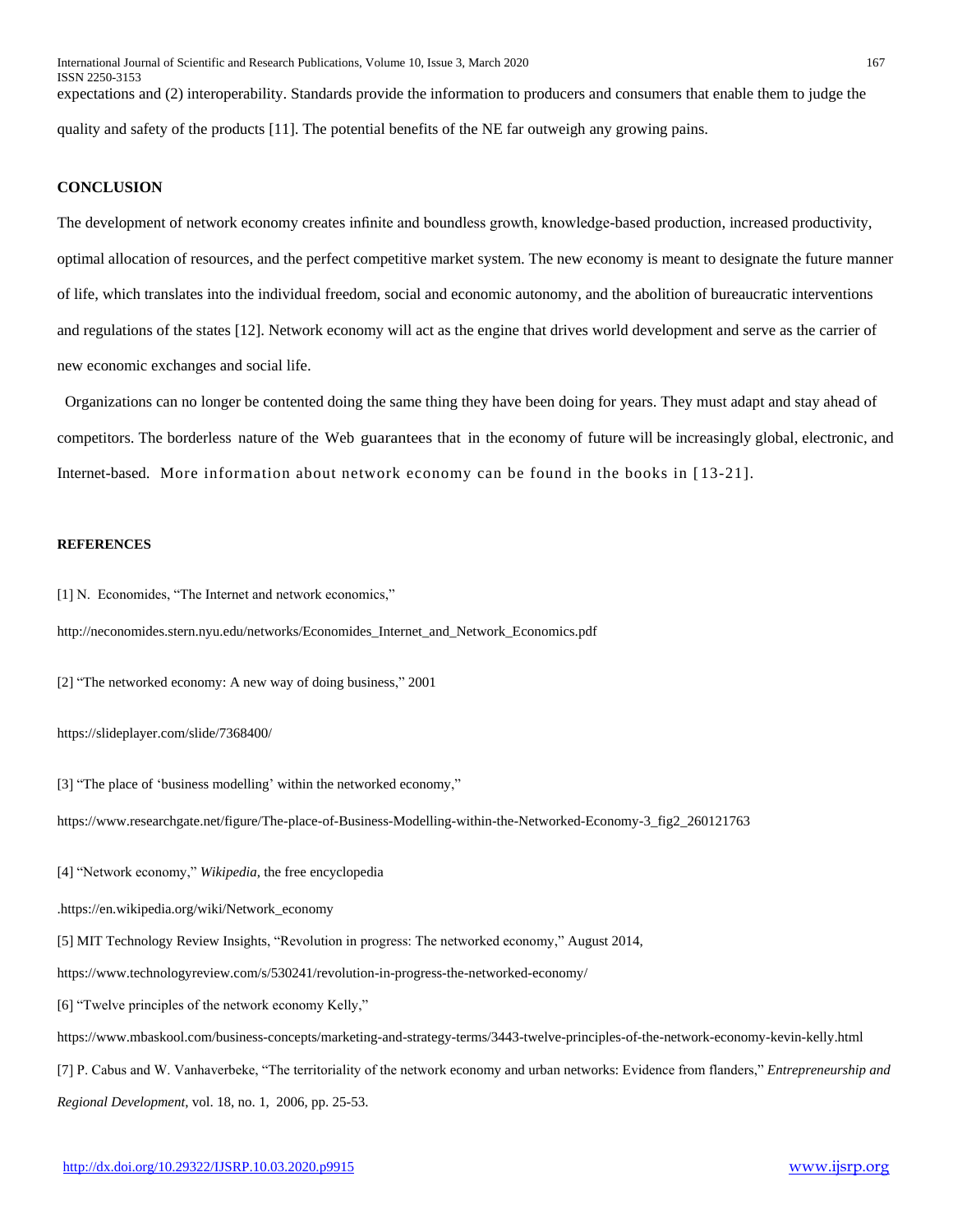expectations and (2) interoperability. Standards provide the information to producers and consumers that enable them to judge the quality and safety of the products [11]. The potential benefits of the NE far outweigh any growing pains.

## CONCLUSION

The development of network economy creates infinite and boundless growth, knowledge-based production, increased productivity, optimal allocation of resources, and the perfect competitive market system. The new economy is meant to designate the future manner of life, which translates into the individual freedom, social and economic autonomy, and the abolition of bureaucratic interventions and regulations of the states [12]. Network economy will act as the engine that drives world development and serve as the carrier of new economic exchanges and social life.

Organizations can no longer be contented doing the same thing they have been doing for years. They must adapt and stay ahead of competitors. The borderless nature of the Web guarantees that in the economy of future will be increasingly global, electronic, and Internet-based. More information about network economy can be found in the books in [13-21].

## REFERENCES

[1] N. Economides, "The Internet and network economics,"

http://neconomides.stern.nyu.edu/networks/Economides_Internet_and_Network_Economics.pdf

[2] "The networked economy: A new way of doing business," 2001

https://slideplayer.com/slide/7368400/

[3] "The place of 'business modelling' within the networked economy,"

https://www.researchgate.net/figure/The-place-of-Business-Modelling-within-the-Networked-Economy-3_fig2_260121763

[4] "Network economy," *Wikipedia*, the free encyclopedia

.https://en.wikipedia.org/wiki/Network_economy

[5] MIT Technology Review Insights, "Revolution in progress: The networked economy," August 2014,

https://www.technologyreview.com/s/530241/revolution-in-progress-the-networked-economy/

[6] "Twelve principles of the network economy Kelly,"

https://www.mbaskool.com/business-concepts/marketing-and-strategy-terms/3443-twelve-principles-of-the-network-economy-kevin-kelly.html

[7] P. Cabus and W. Vanhaverbeke, "The territoriality of the network economy and urban networks: Evidence from flanders," *Entrepreneurship and Regional Development*, vol. 18, no. 1, 2006, pp. 25-53.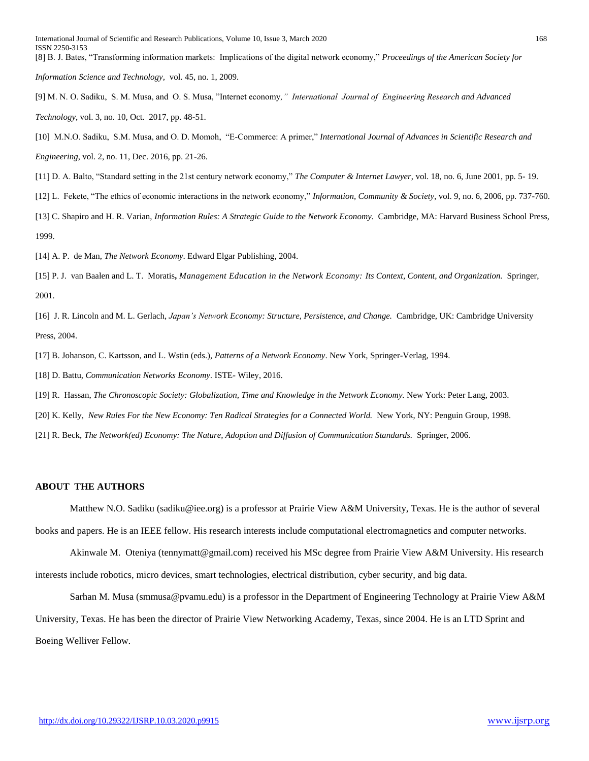[8] B. J. Bates, "Transforming information markets: Implications of the digital network economy," *Proceedings of the American Society for Information Science and Technology*, vol. 45, no. 1, 2009.

[9] M. N. O. Sadiku, S. M. Musa, and O. S. Musa, "Internet economy," *International Journal of Engineering Research and Advanced Technology*, vol. 3, no. 10, Oct. 2017, pp. 48-51.

[10] M.N.O. Sadiku, S.M. Musa, and O. D. Momoh, "E-Commerce: A primer," *International Journal of Advances in Scientific Research and Engineering*, vol. 2, no. 11, Dec. 2016, pp. 21-26.

[11] D. A. Balto, "Standard setting in the 21st century network economy," *The Computer & Internet Lawyer*, vol. 18, no. 6, June 2001, pp. 5- 19.

[12] L. Fekete, "The ethics of economic interactions in the network economy," *Information, Community & Society*, vol. 9, no. 6, 2006, pp. 737-760.

[13] C. Shapiro and H. R. Varian, *Information Rules: A Strategic Guide to the Network Economy.* Cambridge, MA: Harvard Business School Press, 1999.

[14] A. P. de Man, *The Network Economy*. Edward Elgar Publishing, 2004.

[15] P. J. van Baalen and L. T. Moratis, *Management Education in the Network Economy: Its Context, Content, and Organization.* Springer, 2001.

[16] J. R. Lincoln and M. L. Gerlach, *Japan's Network Economy: Structure, Persistence, and Change.* Cambridge, UK: Cambridge University Press, 2004.

[17] B. Johanson, C. Kartsson, and L. Wstin (eds.), *Patterns of a Network Economy*. New York, Springer-Verlag, 1994.

[18] D. Battu, *Communication Networks Economy*. ISTE- Wiley, 2016.

[19] R. Hassan, *The Chronoscopic Society: Globalization, Time and Knowledge in the Network Economy.* New York: Peter Lang, 2003.

[20] K. Kelly, *New Rules For the New Economy: Ten Radical Strategies for a Connected World.* New York, NY: Penguin Group, 1998.

[21] R. Beck, *The Network(ed) Economy: The Nature, Adoption and Diffusion of Communication Standards.* Springer, 2006.

## ABOUT THE AUTHORS

Matthew N.O. Sadiku (sadiku@iee.org) is a professor at Prairie View A&M University, Texas. He is the author of several books and papers. He is an IEEE fellow. His research interests include computational electromagnetics and computer networks.

Akinwale M. Oteniya (tennymatt@gmail.com) received his MSc degree from Prairie View A&M University. His research interests include robotics, micro devices, smart technologies, electrical distribution, cyber security, and big data.

Sarhan M. Musa (smmusa@pvamu.edu) is a professor in the Department of Engineering Technology at Prairie View A&M University, Texas. He has been the director of Prairie View Networking Academy, Texas, since 2004. He is an LTD Sprint and Boeing Welliver Fellow.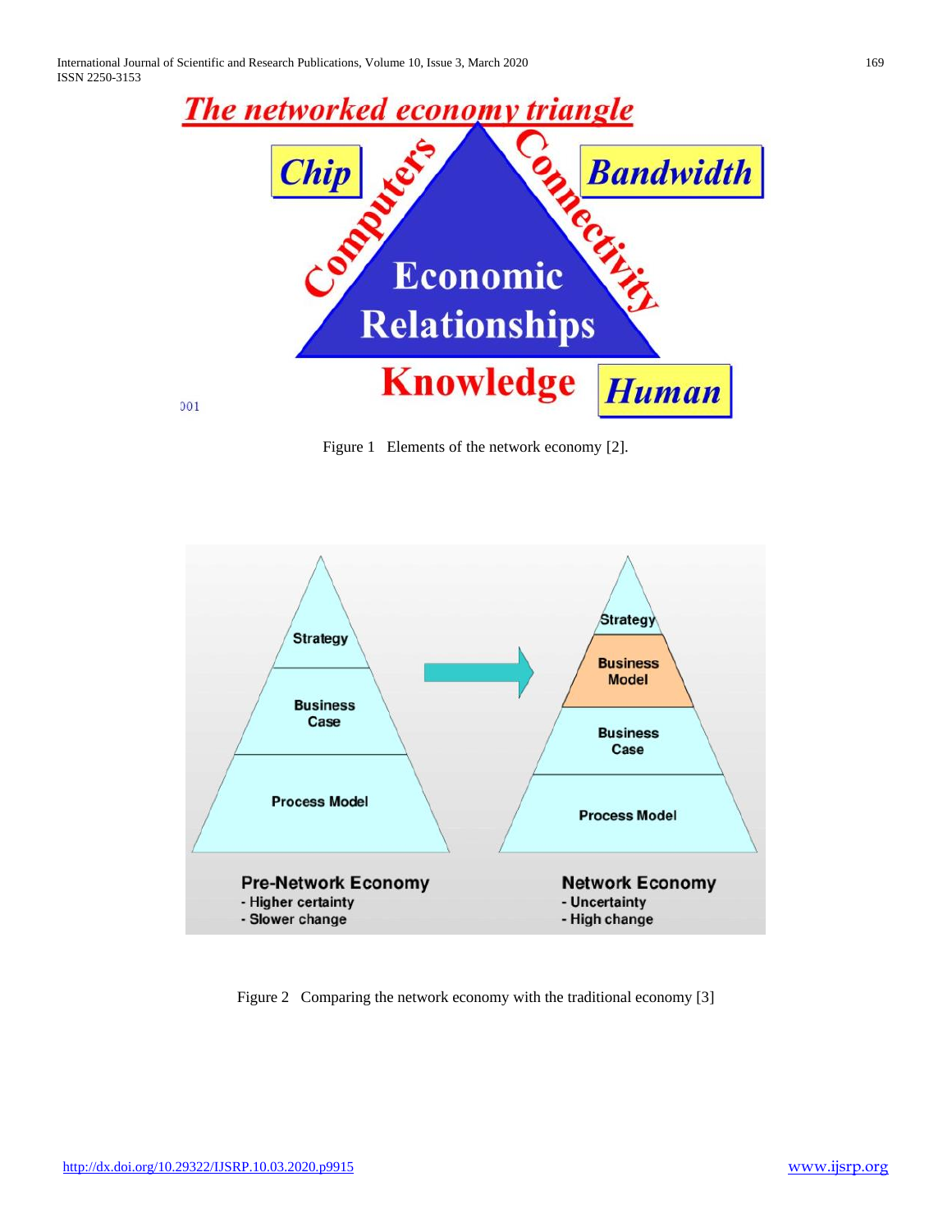The networked economy triangle

Chip

Bandwidth

Computers

Connectivity

Economic Relationships

Knowledge

Human

001

Figure 1 Elements of the network economy [2].

Strategy

Business Case

Process Model

Strategy

Business Model

Business Case

Process Model

Pre-Network Economy
- Higher certainty
- Slower change

Network Economy
- Uncertainty
- High change

Figure 2 Comparing the network economy with the traditional economy [3]